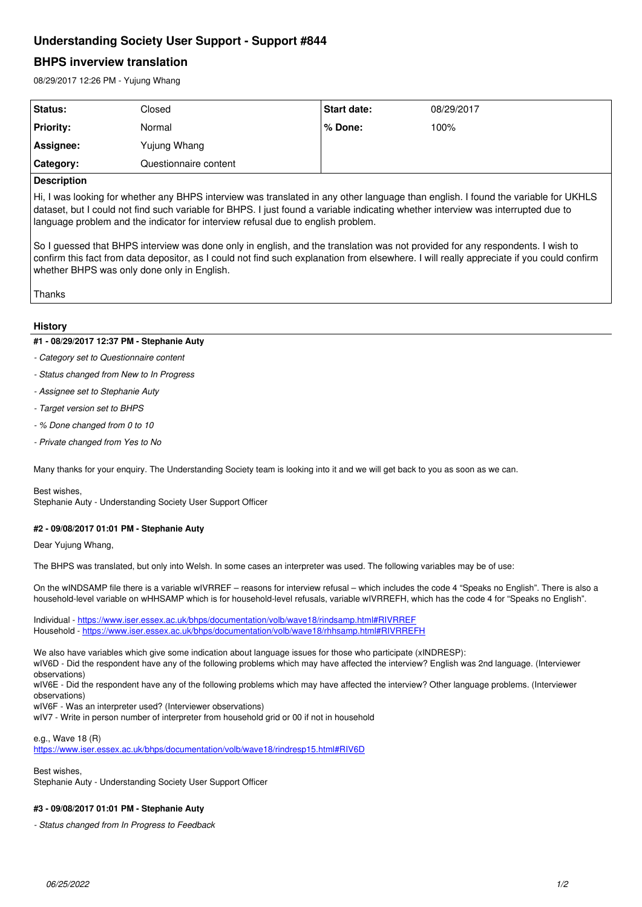# Understanding Society User Support - Support #844

## BHPS inverview translation

08/29/2017 12:26 PM - Yujung Whang

| Status: | Closed | Start date: | 08/29/2017 |
|---|---|---|---|
| Priority: | Normal | % Done: | 100% |
| Assignee: | Yujung Whang | | |
| Category: | Questionnaire content | | |

**Description**

Hi, I was looking for whether any BHPS interview was translated in any other language than english. I found the variable for UKHLS dataset, but I could not find such variable for BHPS. I just found a variable indicating whether interview was interrupted due to language problem and the indicator for interview refusal due to english problem.

So I guessed that BHPS interview was done only in english, and the translation was not provided for any respondents. I wish to confirm this fact from data depositor, as I could not find such explanation from elsewhere. I will really appreciate if you could confirm whether BHPS was only done only in English.

Thanks

## History

**#1 - 08/29/2017 12:37 PM - Stephanie Auty**

- *Category set to Questionnaire content*
- *Status changed from New to In Progress*
- *Assignee set to Stephanie Auty*
- *Target version set to BHPS*
- *% Done changed from 0 to 10*
- *Private changed from Yes to No*

Many thanks for your enquiry. The Understanding Society team is looking into it and we will get back to you as soon as we can.

Best wishes,
Stephanie Auty - Understanding Society User Support Officer

**#2 - 09/08/2017 01:01 PM - Stephanie Auty**

Dear Yujung Whang,

The BHPS was translated, but only into Welsh. In some cases an interpreter was used. The following variables may be of use:

On the wINDSAMP file there is a variable wIVRREF – reasons for interview refusal – which includes the code 4 "Speaks no English". There is also a household-level variable on wHHSAMP which is for household-level refusals, variable wIVRREFH, which has the code 4 for "Speaks no English".

Individual - https://www.iser.essex.ac.uk/bhps/documentation/volb/wave18/rindsamp.html#RIVRREF
Household - https://www.iser.essex.ac.uk/bhps/documentation/volb/wave18/rhhsamp.html#RIVRREFH

We also have variables which give some indication about language issues for those who participate (xINDRESP):
wIV6D - Did the respondent have any of the following problems which may have affected the interview? English was 2nd language. (Interviewer observations)
wIV6E - Did the respondent have any of the following problems which may have affected the interview? Other language problems. (Interviewer observations)
wIV6F - Was an interpreter used? (Interviewer observations)
wIV7 - Write in person number of interpreter from household grid or 00 if not in household

e.g., Wave 18 (R)
https://www.iser.essex.ac.uk/bhps/documentation/volb/wave18/rindresp15.html#RIV6D

Best wishes,
Stephanie Auty - Understanding Society User Support Officer

**#3 - 09/08/2017 01:01 PM - Stephanie Auty**

- *Status changed from In Progress to Feedback*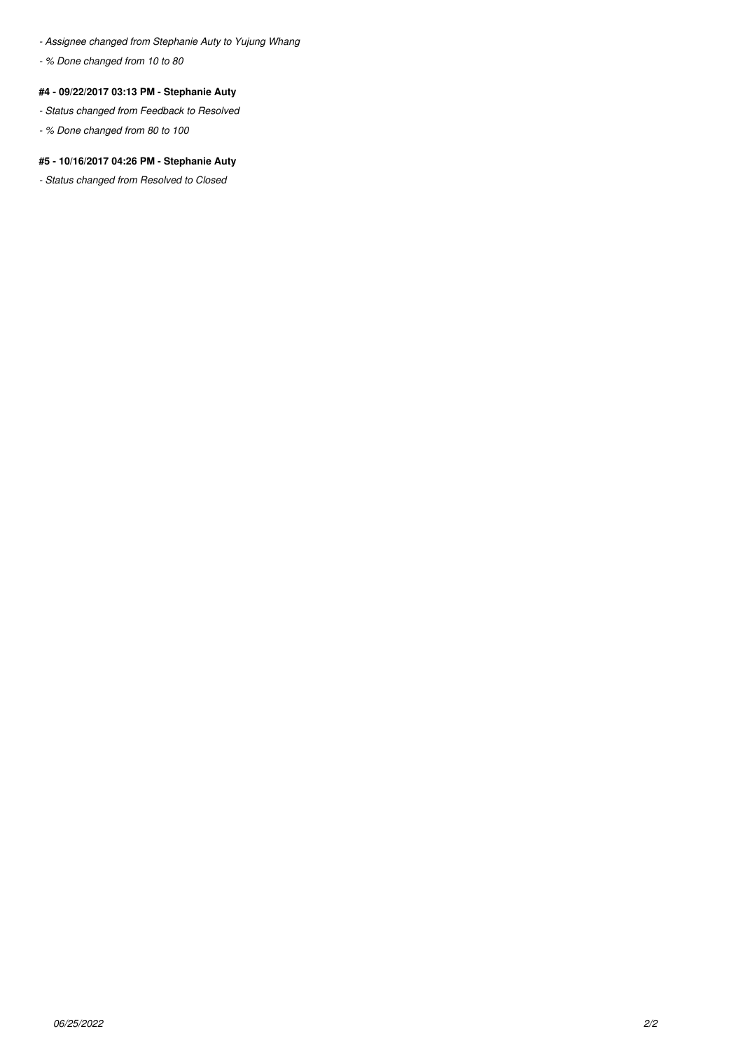*- Assignee changed from Stephanie Auty to Yujung Whang*

*- % Done changed from 10 to 80*

#### #4 - 09/22/2017 03:13 PM - Stephanie Auty

*- Status changed from Feedback to Resolved*

*- % Done changed from 80 to 100*

#### #5 - 10/16/2017 04:26 PM - Stephanie Auty

*- Status changed from Resolved to Closed*